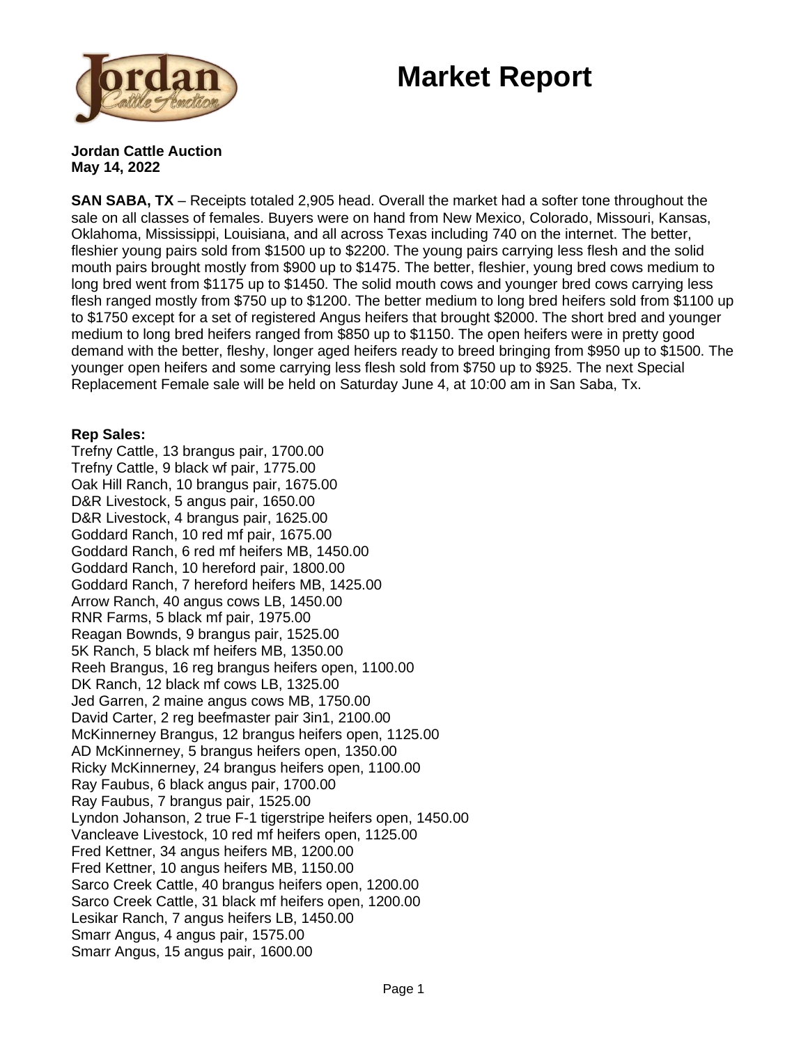# Market Report

**Jordan Cattle Auction**
**May 14, 2022**

**SAN SABA, TX** – Receipts totaled 2,905 head. Overall the market had a softer tone throughout the sale on all classes of females. Buyers were on hand from New Mexico, Colorado, Missouri, Kansas, Oklahoma, Mississippi, Louisiana, and all across Texas including 740 on the internet. The better, fleshier young pairs sold from $1500 up to $2200. The young pairs carrying less flesh and the solid mouth pairs brought mostly from $900 up to $1475. The better, fleshier, young bred cows medium to long bred went from $1175 up to $1450. The solid mouth cows and younger bred cows carrying less flesh ranged mostly from $750 up to $1200. The better medium to long bred heifers sold from $1100 up to $1750 except for a set of registered Angus heifers that brought $2000. The short bred and younger medium to long bred heifers ranged from $850 up to $1150. The open heifers were in pretty good demand with the better, fleshy, longer aged heifers ready to breed bringing from $950 up to $1500. The younger open heifers and some carrying less flesh sold from $750 up to $925. The next Special Replacement Female sale will be held on Saturday June 4, at 10:00 am in San Saba, Tx.

**Rep Sales:**
Trefny Cattle, 13 brangus pair, 1700.00
Trefny Cattle, 9 black wf pair, 1775.00
Oak Hill Ranch, 10 brangus pair, 1675.00
D&R Livestock, 5 angus pair, 1650.00
D&R Livestock, 4 brangus pair, 1625.00
Goddard Ranch, 10 red mf pair, 1675.00
Goddard Ranch, 6 red mf heifers MB, 1450.00
Goddard Ranch, 10 hereford pair, 1800.00
Goddard Ranch, 7 hereford heifers MB, 1425.00
Arrow Ranch, 40 angus cows LB, 1450.00
RNR Farms, 5 black mf pair, 1975.00
Reagan Bownds, 9 brangus pair, 1525.00
5K Ranch, 5 black mf heifers MB, 1350.00
Reeh Brangus, 16 reg brangus heifers open, 1100.00
DK Ranch, 12 black mf cows LB, 1325.00
Jed Garren, 2 maine angus cows MB, 1750.00
David Carter, 2 reg beefmaster pair 3in1, 2100.00
McKinnerney Brangus, 12 brangus heifers open, 1125.00
AD McKinnerney, 5 brangus heifers open, 1350.00
Ricky McKinnerney, 24 brangus heifers open, 1100.00
Ray Faubus, 6 black angus pair, 1700.00
Ray Faubus, 7 brangus pair, 1525.00
Lyndon Johanson, 2 true F-1 tigerstripe heifers open, 1450.00
Vancleave Livestock, 10 red mf heifers open, 1125.00
Fred Kettner, 34 angus heifers MB, 1200.00
Fred Kettner, 10 angus heifers MB, 1150.00
Sarco Creek Cattle, 40 brangus heifers open, 1200.00
Sarco Creek Cattle, 31 black mf heifers open, 1200.00
Lesikar Ranch, 7 angus heifers LB, 1450.00
Smarr Angus, 4 angus pair, 1575.00
Smarr Angus, 15 angus pair, 1600.00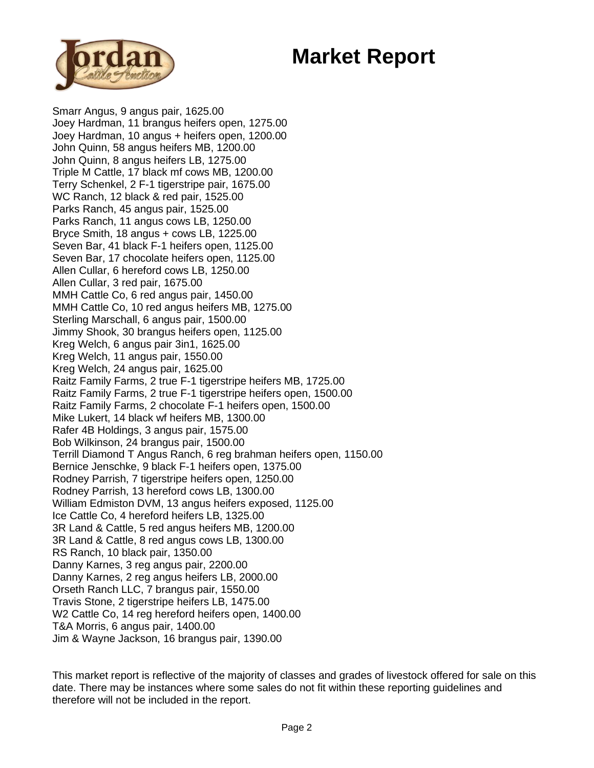# Market Report

Smarr Angus, 9 angus pair, 1625.00
Joey Hardman, 11 brangus heifers open, 1275.00
Joey Hardman, 10 angus + heifers open, 1200.00
John Quinn, 58 angus heifers MB, 1200.00
John Quinn, 8 angus heifers LB, 1275.00
Triple M Cattle, 17 black mf cows MB, 1200.00
Terry Schenkel, 2 F-1 tigerstripe pair, 1675.00
WC Ranch, 12 black & red pair, 1525.00
Parks Ranch, 45 angus pair, 1525.00
Parks Ranch, 11 angus cows LB, 1250.00
Bryce Smith, 18 angus + cows LB, 1225.00
Seven Bar, 41 black F-1 heifers open, 1125.00
Seven Bar, 17 chocolate heifers open, 1125.00
Allen Cullar, 6 hereford cows LB, 1250.00
Allen Cullar, 3 red pair, 1675.00
MMH Cattle Co, 6 red angus pair, 1450.00
MMH Cattle Co, 10 red angus heifers MB, 1275.00
Sterling Marschall, 6 angus pair, 1500.00
Jimmy Shook, 30 brangus heifers open, 1125.00
Kreg Welch, 6 angus pair 3in1, 1625.00
Kreg Welch, 11 angus pair, 1550.00
Kreg Welch, 24 angus pair, 1625.00
Raitz Family Farms, 2 true F-1 tigerstripe heifers MB, 1725.00
Raitz Family Farms, 2 true F-1 tigerstripe heifers open, 1500.00
Raitz Family Farms, 2 chocolate F-1 heifers open, 1500.00
Mike Lukert, 14 black wf heifers MB, 1300.00
Rafer 4B Holdings, 3 angus pair, 1575.00
Bob Wilkinson, 24 brangus pair, 1500.00
Terrill Diamond T Angus Ranch, 6 reg brahman heifers open, 1150.00
Bernice Jenschke, 9 black F-1 heifers open, 1375.00
Rodney Parrish, 7 tigerstripe heifers open, 1250.00
Rodney Parrish, 13 hereford cows LB, 1300.00
William Edmiston DVM, 13 angus heifers exposed, 1125.00
Ice Cattle Co, 4 hereford heifers LB, 1325.00
3R Land & Cattle, 5 red angus heifers MB, 1200.00
3R Land & Cattle, 8 red angus cows LB, 1300.00
RS Ranch, 10 black pair, 1350.00
Danny Karnes, 3 reg angus pair, 2200.00
Danny Karnes, 2 reg angus heifers LB, 2000.00
Orseth Ranch LLC, 7 brangus pair, 1550.00
Travis Stone, 2 tigerstripe heifers LB, 1475.00
W2 Cattle Co, 14 reg hereford heifers open, 1400.00
T&A Morris, 6 angus pair, 1400.00
Jim & Wayne Jackson, 16 brangus pair, 1390.00

This market report is reflective of the majority of classes and grades of livestock offered for sale on this date. There may be instances where some sales do not fit within these reporting guidelines and therefore will not be included in the report.